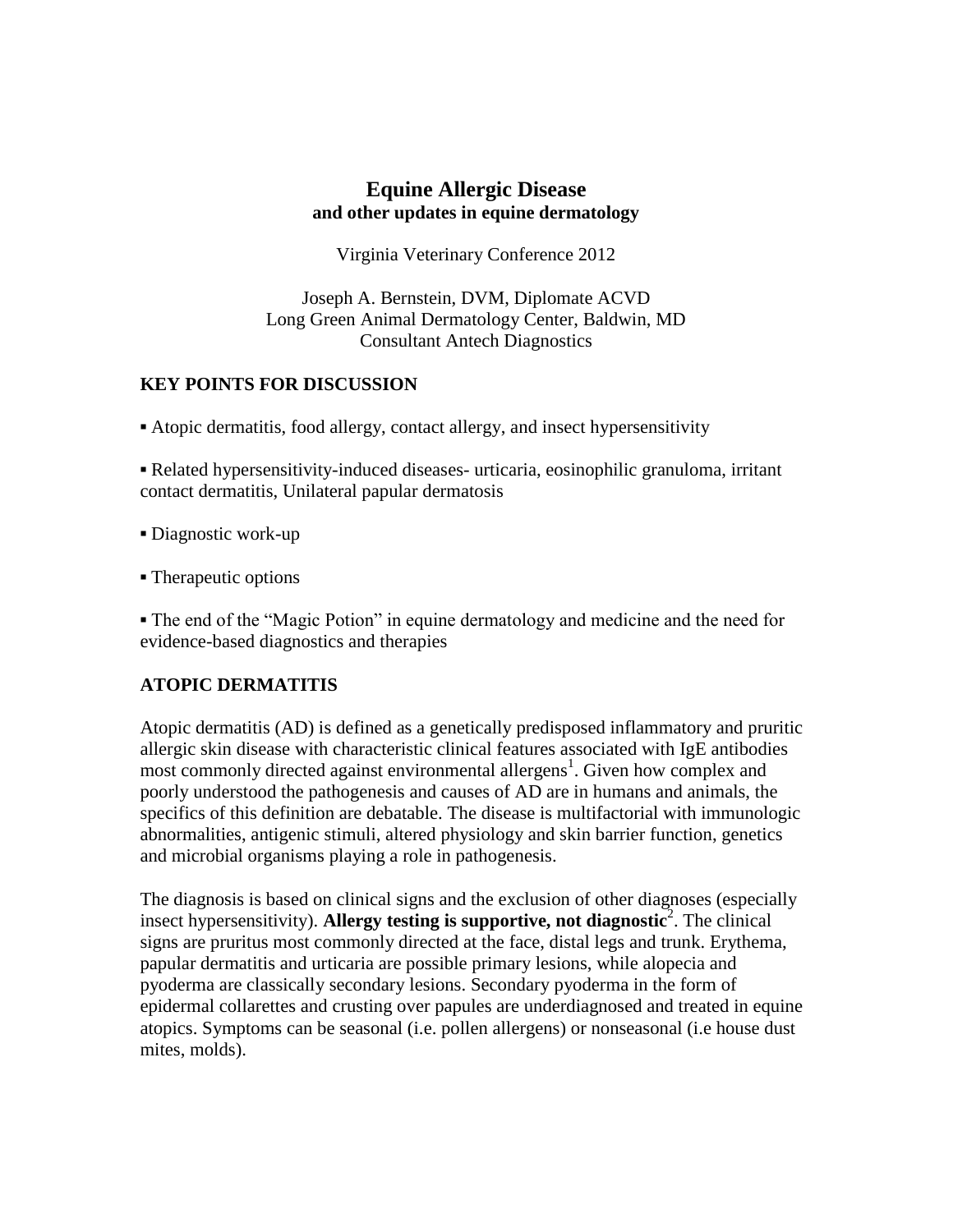# Equine Allergic Disease

**and other updates in equine dermatology**

Virginia Veterinary Conference 2012

Joseph A. Bernstein, DVM, Diplomate ACVD
Long Green Animal Dermatology Center, Baldwin, MD
Consultant Antech Diagnostics

## KEY POINTS FOR DISCUSSION

- Atopic dermatitis, food allergy, contact allergy, and insect hypersensitivity
- Related hypersensitivity-induced diseases- urticaria, eosinophilic granuloma, irritant contact dermatitis, Unilateral papular dermatosis
- Diagnostic work-up
- Therapeutic options
- The end of the "Magic Potion" in equine dermatology and medicine and the need for evidence-based diagnostics and therapies

## ATOPIC DERMATITIS

Atopic dermatitis (AD) is defined as a genetically predisposed inflammatory and pruritic allergic skin disease with characteristic clinical features associated with IgE antibodies most commonly directed against environmental allergens[1]. Given how complex and poorly understood the pathogenesis and causes of AD are in humans and animals, the specifics of this definition are debatable. The disease is multifactorial with immunologic abnormalities, antigenic stimuli, altered physiology and skin barrier function, genetics and microbial organisms playing a role in pathogenesis.

The diagnosis is based on clinical signs and the exclusion of other diagnoses (especially insect hypersensitivity). **Allergy testing is supportive, not diagnostic**[2]. The clinical signs are pruritus most commonly directed at the face, distal legs and trunk. Erythema, papular dermatitis and urticaria are possible primary lesions, while alopecia and pyoderma are classically secondary lesions. Secondary pyoderma in the form of epidermal collarettes and crusting over papules are underdiagnosed and treated in equine atopics. Symptoms can be seasonal (i.e. pollen allergens) or nonseasonal (i.e house dust mites, molds).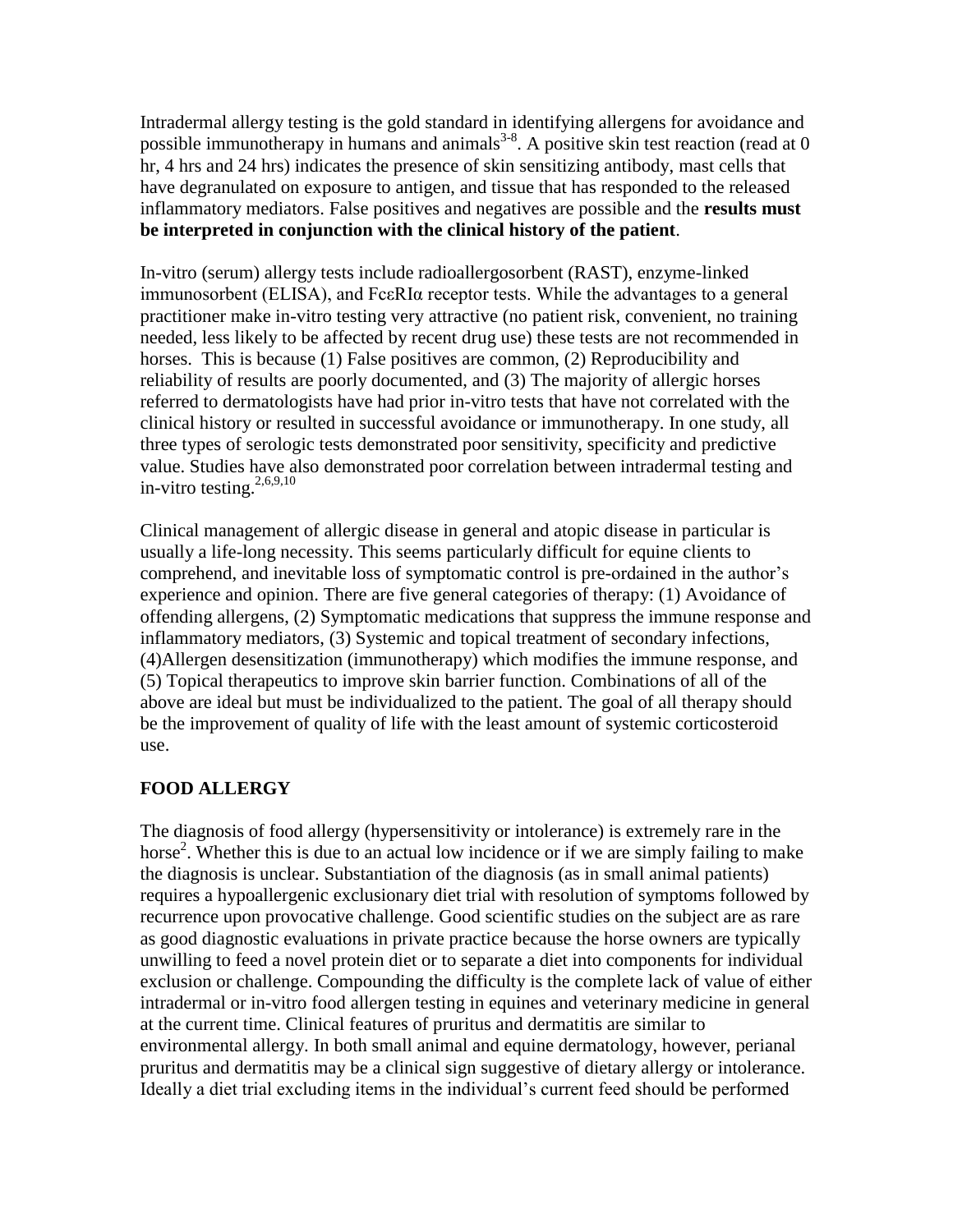Intradermal allergy testing is the gold standard in identifying allergens for avoidance and possible immunotherapy in humans and animals[3-8]. A positive skin test reaction (read at 0 hr, 4 hrs and 24 hrs) indicates the presence of skin sensitizing antibody, mast cells that have degranulated on exposure to antigen, and tissue that has responded to the released inflammatory mediators. False positives and negatives are possible and the **results must be interpreted in conjunction with the clinical history of the patient**.

In-vitro (serum) allergy tests include radioallergosorbent (RAST), enzyme-linked immunosorbent (ELISA), and FcεRIα receptor tests. While the advantages to a general practitioner make in-vitro testing very attractive (no patient risk, convenient, no training needed, less likely to be affected by recent drug use) these tests are not recommended in horses. This is because (1) False positives are common, (2) Reproducibility and reliability of results are poorly documented, and (3) The majority of allergic horses referred to dermatologists have had prior in-vitro tests that have not correlated with the clinical history or resulted in successful avoidance or immunotherapy. In one study, all three types of serologic tests demonstrated poor sensitivity, specificity and predictive value. Studies have also demonstrated poor correlation between intradermal testing and in-vitro testing.[2,6,9,10]

Clinical management of allergic disease in general and atopic disease in particular is usually a life-long necessity. This seems particularly difficult for equine clients to comprehend, and inevitable loss of symptomatic control is pre-ordained in the author's experience and opinion. There are five general categories of therapy: (1) Avoidance of offending allergens, (2) Symptomatic medications that suppress the immune response and inflammatory mediators, (3) Systemic and topical treatment of secondary infections, (4)Allergen desensitization (immunotherapy) which modifies the immune response, and (5) Topical therapeutics to improve skin barrier function. Combinations of all of the above are ideal but must be individualized to the patient. The goal of all therapy should be the improvement of quality of life with the least amount of systemic corticosteroid use.

## FOOD ALLERGY

The diagnosis of food allergy (hypersensitivity or intolerance) is extremely rare in the horse[2]. Whether this is due to an actual low incidence or if we are simply failing to make the diagnosis is unclear. Substantiation of the diagnosis (as in small animal patients) requires a hypoallergenic exclusionary diet trial with resolution of symptoms followed by recurrence upon provocative challenge. Good scientific studies on the subject are as rare as good diagnostic evaluations in private practice because the horse owners are typically unwilling to feed a novel protein diet or to separate a diet into components for individual exclusion or challenge. Compounding the difficulty is the complete lack of value of either intradermal or in-vitro food allergen testing in equines and veterinary medicine in general at the current time. Clinical features of pruritus and dermatitis are similar to environmental allergy. In both small animal and equine dermatology, however, perianal pruritus and dermatitis may be a clinical sign suggestive of dietary allergy or intolerance. Ideally a diet trial excluding items in the individual's current feed should be performed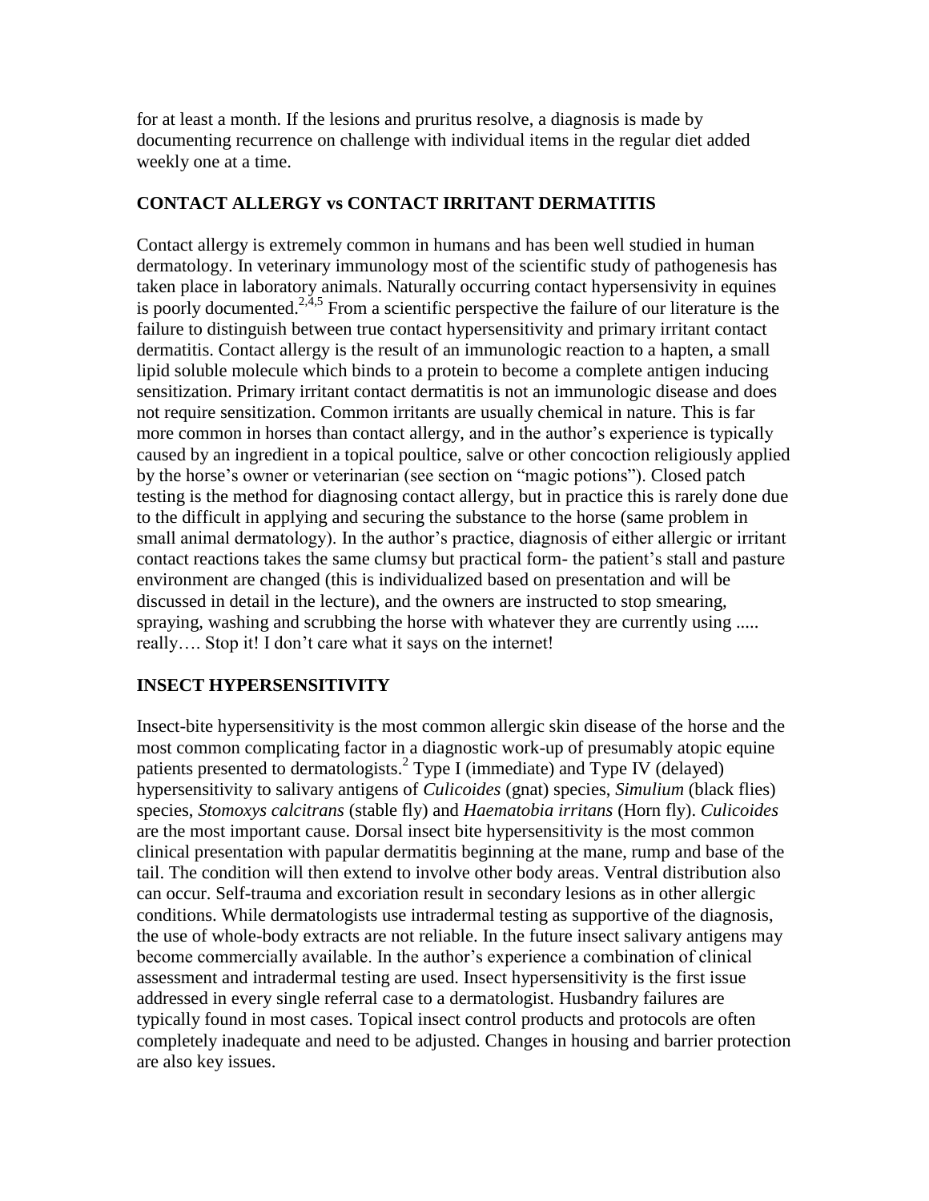for at least a month. If the lesions and pruritus resolve, a diagnosis is made by documenting recurrence on challenge with individual items in the regular diet added weekly one at a time.

## CONTACT ALLERGY vs CONTACT IRRITANT DERMATITIS

Contact allergy is extremely common in humans and has been well studied in human dermatology. In veterinary immunology most of the scientific study of pathogenesis has taken place in laboratory animals. Naturally occurring contact hypersensivity in equines is poorly documented.[2,4,5] From a scientific perspective the failure of our literature is the failure to distinguish between true contact hypersensitivity and primary irritant contact dermatitis. Contact allergy is the result of an immunologic reaction to a hapten, a small lipid soluble molecule which binds to a protein to become a complete antigen inducing sensitization. Primary irritant contact dermatitis is not an immunologic disease and does not require sensitization. Common irritants are usually chemical in nature. This is far more common in horses than contact allergy, and in the author's experience is typically caused by an ingredient in a topical poultice, salve or other concoction religiously applied by the horse's owner or veterinarian (see section on "magic potions"). Closed patch testing is the method for diagnosing contact allergy, but in practice this is rarely done due to the difficult in applying and securing the substance to the horse (same problem in small animal dermatology). In the author's practice, diagnosis of either allergic or irritant contact reactions takes the same clumsy but practical form- the patient's stall and pasture environment are changed (this is individualized based on presentation and will be discussed in detail in the lecture), and the owners are instructed to stop smearing, spraying, washing and scrubbing the horse with whatever they are currently using ..... really…. Stop it! I don't care what it says on the internet!

## INSECT HYPERSENSITIVITY

Insect-bite hypersensitivity is the most common allergic skin disease of the horse and the most common complicating factor in a diagnostic work-up of presumably atopic equine patients presented to dermatologists.[2] Type I (immediate) and Type IV (delayed) hypersensitivity to salivary antigens of *Culicoides* (gnat) species, *Simulium* (black flies) species, *Stomoxys calcitrans* (stable fly) and *Haematobia irritans* (Horn fly). *Culicoides* are the most important cause. Dorsal insect bite hypersensitivity is the most common clinical presentation with papular dermatitis beginning at the mane, rump and base of the tail. The condition will then extend to involve other body areas. Ventral distribution also can occur. Self-trauma and excoriation result in secondary lesions as in other allergic conditions. While dermatologists use intradermal testing as supportive of the diagnosis, the use of whole-body extracts are not reliable. In the future insect salivary antigens may become commercially available. In the author's experience a combination of clinical assessment and intradermal testing are used. Insect hypersensitivity is the first issue addressed in every single referral case to a dermatologist. Husbandry failures are typically found in most cases. Topical insect control products and protocols are often completely inadequate and need to be adjusted. Changes in housing and barrier protection are also key issues.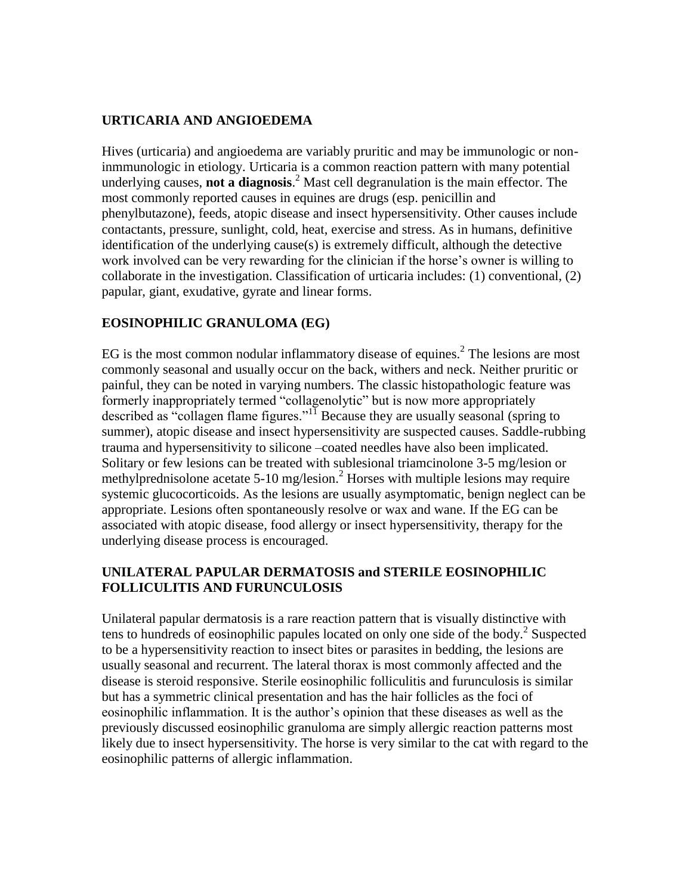## URTICARIA AND ANGIOEDEMA

Hives (urticaria) and angioedema are variably pruritic and may be immunologic or non-inmmunologic in etiology. Urticaria is a common reaction pattern with many potential underlying causes, **not a diagnosis**.[2] Mast cell degranulation is the main effector. The most commonly reported causes in equines are drugs (esp. penicillin and phenylbutazone), feeds, atopic disease and insect hypersensitivity. Other causes include contactants, pressure, sunlight, cold, heat, exercise and stress. As in humans, definitive identification of the underlying cause(s) is extremely difficult, although the detective work involved can be very rewarding for the clinician if the horse's owner is willing to collaborate in the investigation. Classification of urticaria includes: (1) conventional, (2) papular, giant, exudative, gyrate and linear forms.

## EOSINOPHILIC GRANULOMA (EG)

EG is the most common nodular inflammatory disease of equines.[2] The lesions are most commonly seasonal and usually occur on the back, withers and neck. Neither pruritic or painful, they can be noted in varying numbers. The classic histopathologic feature was formerly inappropriately termed "collagenolytic" but is now more appropriately described as "collagen flame figures."[11] Because they are usually seasonal (spring to summer), atopic disease and insect hypersensitivity are suspected causes. Saddle-rubbing trauma and hypersensitivity to silicone –coated needles have also been implicated. Solitary or few lesions can be treated with sublesional triamcinolone 3-5 mg/lesion or methylprednisolone acetate 5-10 mg/lesion.[2] Horses with multiple lesions may require systemic glucocorticoids. As the lesions are usually asymptomatic, benign neglect can be appropriate. Lesions often spontaneously resolve or wax and wane. If the EG can be associated with atopic disease, food allergy or insect hypersensitivity, therapy for the underlying disease process is encouraged.

## UNILATERAL PAPULAR DERMATOSIS and STERILE EOSINOPHILIC FOLLICULITIS AND FURUNCULOSIS

Unilateral papular dermatosis is a rare reaction pattern that is visually distinctive with tens to hundreds of eosinophilic papules located on only one side of the body.[2] Suspected to be a hypersensitivity reaction to insect bites or parasites in bedding, the lesions are usually seasonal and recurrent. The lateral thorax is most commonly affected and the disease is steroid responsive. Sterile eosinophilic folliculitis and furunculosis is similar but has a symmetric clinical presentation and has the hair follicles as the foci of eosinophilic inflammation. It is the author's opinion that these diseases as well as the previously discussed eosinophilic granuloma are simply allergic reaction patterns most likely due to insect hypersensitivity. The horse is very similar to the cat with regard to the eosinophilic patterns of allergic inflammation.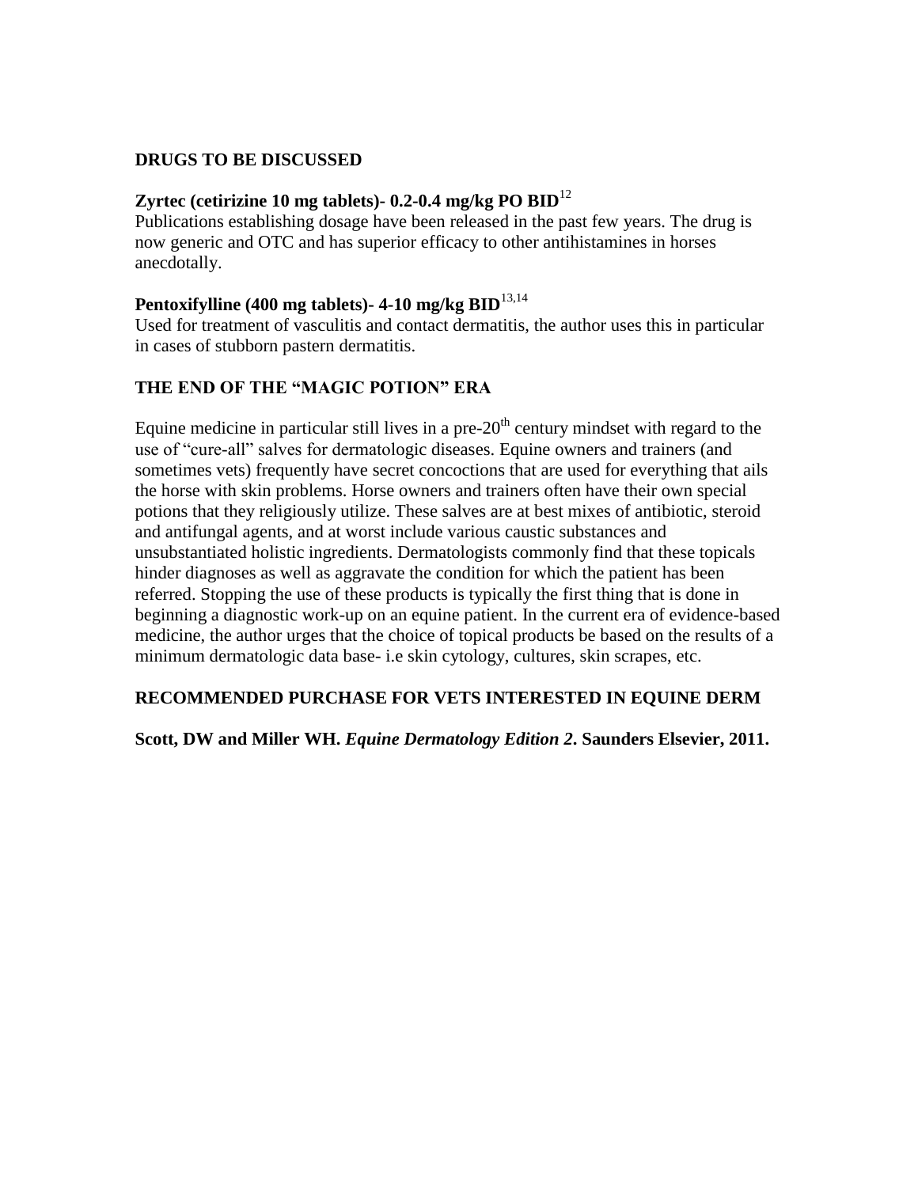## DRUGS TO BE DISCUSSED

**Zyrtec (cetirizine 10 mg tablets)- 0.2-0.4 mg/kg PO BID**[12]

Publications establishing dosage have been released in the past few years. The drug is now generic and OTC and has superior efficacy to other antihistamines in horses anecdotally.

**Pentoxifylline (400 mg tablets)- 4-10 mg/kg BID**[13,14]

Used for treatment of vasculitis and contact dermatitis, the author uses this in particular in cases of stubborn pastern dermatitis.

## THE END OF THE "MAGIC POTION" ERA

Equine medicine in particular still lives in a pre-20th century mindset with regard to the use of "cure-all" salves for dermatologic diseases. Equine owners and trainers (and sometimes vets) frequently have secret concoctions that are used for everything that ails the horse with skin problems. Horse owners and trainers often have their own special potions that they religiously utilize. These salves are at best mixes of antibiotic, steroid and antifungal agents, and at worst include various caustic substances and unsubstantiated holistic ingredients. Dermatologists commonly find that these topicals hinder diagnoses as well as aggravate the condition for which the patient has been referred. Stopping the use of these products is typically the first thing that is done in beginning a diagnostic work-up on an equine patient. In the current era of evidence-based medicine, the author urges that the choice of topical products be based on the results of a minimum dermatologic data base- i.e skin cytology, cultures, skin scrapes, etc.

## RECOMMENDED PURCHASE FOR VETS INTERESTED IN EQUINE DERM

**Scott, DW and Miller WH. *Equine Dermatology Edition 2*. Saunders Elsevier, 2011.**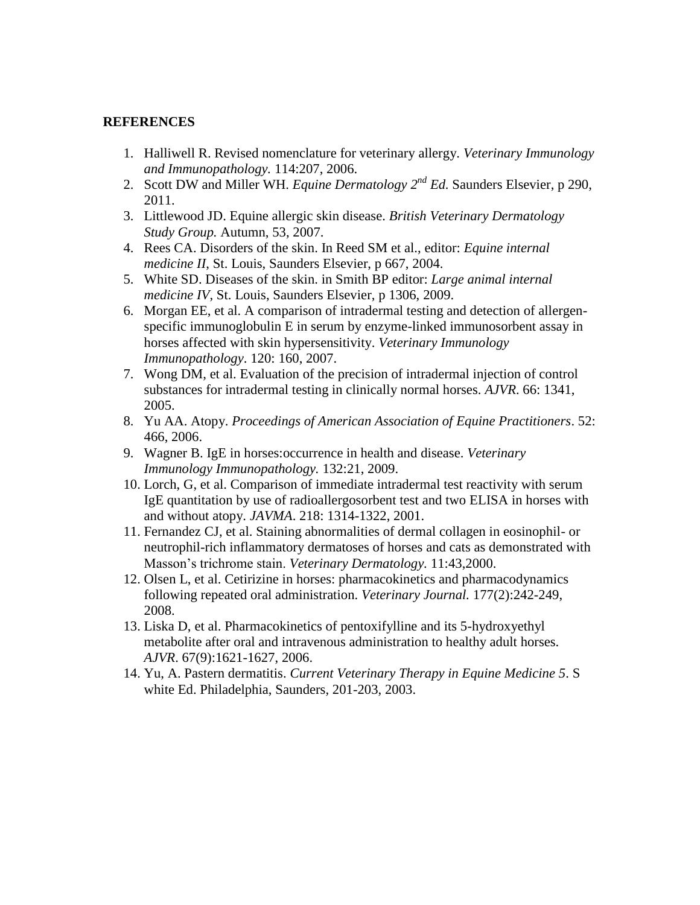**REFERENCES**

1. Halliwell R. Revised nomenclature for veterinary allergy. *Veterinary Immunology and Immunopathology.* 114:207, 2006.
2. Scott DW and Miller WH. *Equine Dermatology 2nd Ed.* Saunders Elsevier, p 290, 2011.
3. Littlewood JD. Equine allergic skin disease. *British Veterinary Dermatology Study Group.* Autumn, 53, 2007.
4. Rees CA. Disorders of the skin. In Reed SM et al., editor: *Equine internal medicine II*, St. Louis, Saunders Elsevier, p 667, 2004.
5. White SD. Diseases of the skin. in Smith BP editor: *Large animal internal medicine IV*, St. Louis, Saunders Elsevier, p 1306, 2009.
6. Morgan EE, et al. A comparison of intradermal testing and detection of allergen-specific immunoglobulin E in serum by enzyme-linked immunosorbent assay in horses affected with skin hypersensitivity. *Veterinary Immunology Immunopathology*. 120: 160, 2007.
7. Wong DM, et al. Evaluation of the precision of intradermal injection of control substances for intradermal testing in clinically normal horses. *AJVR.* 66: 1341, 2005.
8. Yu AA. Atopy. *Proceedings of American Association of Equine Practitioners*. 52: 466, 2006.
9. Wagner B. IgE in horses:occurrence in health and disease. *Veterinary Immunology Immunopathology.* 132:21, 2009.
10. Lorch, G, et al. Comparison of immediate intradermal test reactivity with serum IgE quantitation by use of radioallergosorbent test and two ELISA in horses with and without atopy. *JAVMA*. 218: 1314-1322, 2001.
11. Fernandez CJ, et al. Staining abnormalities of dermal collagen in eosinophil- or neutrophil-rich inflammatory dermatoses of horses and cats as demonstrated with Masson's trichrome stain. *Veterinary Dermatology.* 11:43,2000.
12. Olsen L, et al. Cetirizine in horses: pharmacokinetics and pharmacodynamics following repeated oral administration. *Veterinary Journal.* 177(2):242-249, 2008.
13. Liska D, et al. Pharmacokinetics of pentoxifylline and its 5-hydroxyethyl metabolite after oral and intravenous administration to healthy adult horses. *AJVR*. 67(9):1621-1627, 2006.
14. Yu, A. Pastern dermatitis. *Current Veterinary Therapy in Equine Medicine 5*. S white Ed. Philadelphia, Saunders, 201-203, 2003.